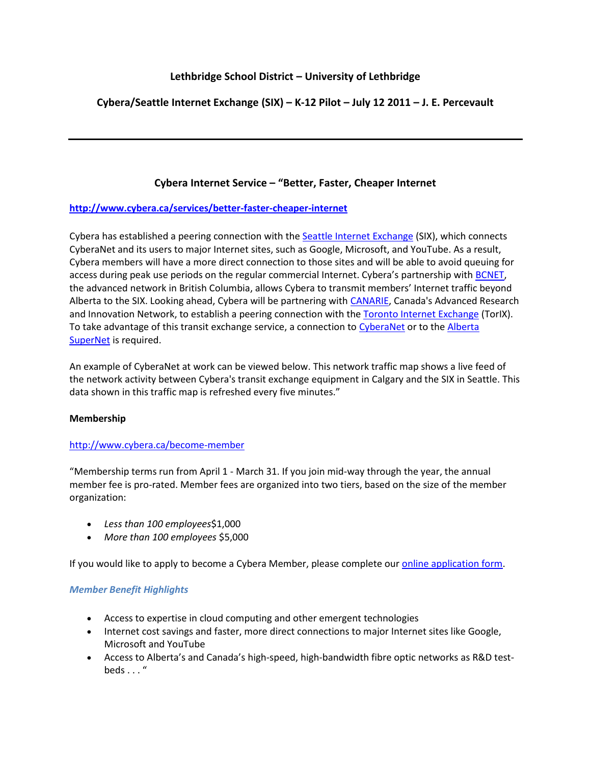**Lethbridge School District – University of Lethbridge**

**Cybera/Seattle Internet Exchange (SIX) – K-12 Pilot – July 12 2011 – J. E. Percevault**

---

**Cybera Internet Service – "Better, Faster, Cheaper Internet**

**http://www.cybera.ca/services/better-faster-cheaper-internet**

Cybera has established a peering connection with the Seattle Internet Exchange (SIX), which connects CyberaNet and its users to major Internet sites, such as Google, Microsoft, and YouTube. As a result, Cybera members will have a more direct connection to those sites and will be able to avoid queuing for access during peak use periods on the regular commercial Internet. Cybera's partnership with BCNET, the advanced network in British Columbia, allows Cybera to transmit members' Internet traffic beyond Alberta to the SIX. Looking ahead, Cybera will be partnering with CANARIE, Canada's Advanced Research and Innovation Network, to establish a peering connection with the Toronto Internet Exchange (TorIX). To take advantage of this transit exchange service, a connection to CyberaNet or to the Alberta SuperNet is required.

An example of CyberaNet at work can be viewed below. This network traffic map shows a live feed of the network activity between Cybera's transit exchange equipment in Calgary and the SIX in Seattle. This data shown in this traffic map is refreshed every five minutes."

**Membership**

http://www.cybera.ca/become-member

"Membership terms run from April 1 - March 31. If you join mid-way through the year, the annual member fee is pro-rated. Member fees are organized into two tiers, based on the size of the member organization:

- *Less than 100 employees*$1,000
- *More than 100 employees* $5,000

If you would like to apply to become a Cybera Member, please complete our online application form.

***Member Benefit Highlights***

- Access to expertise in cloud computing and other emergent technologies
- Internet cost savings and faster, more direct connections to major Internet sites like Google, Microsoft and YouTube
- Access to Alberta's and Canada's high-speed, high-bandwidth fibre optic networks as R&D test-beds . . . "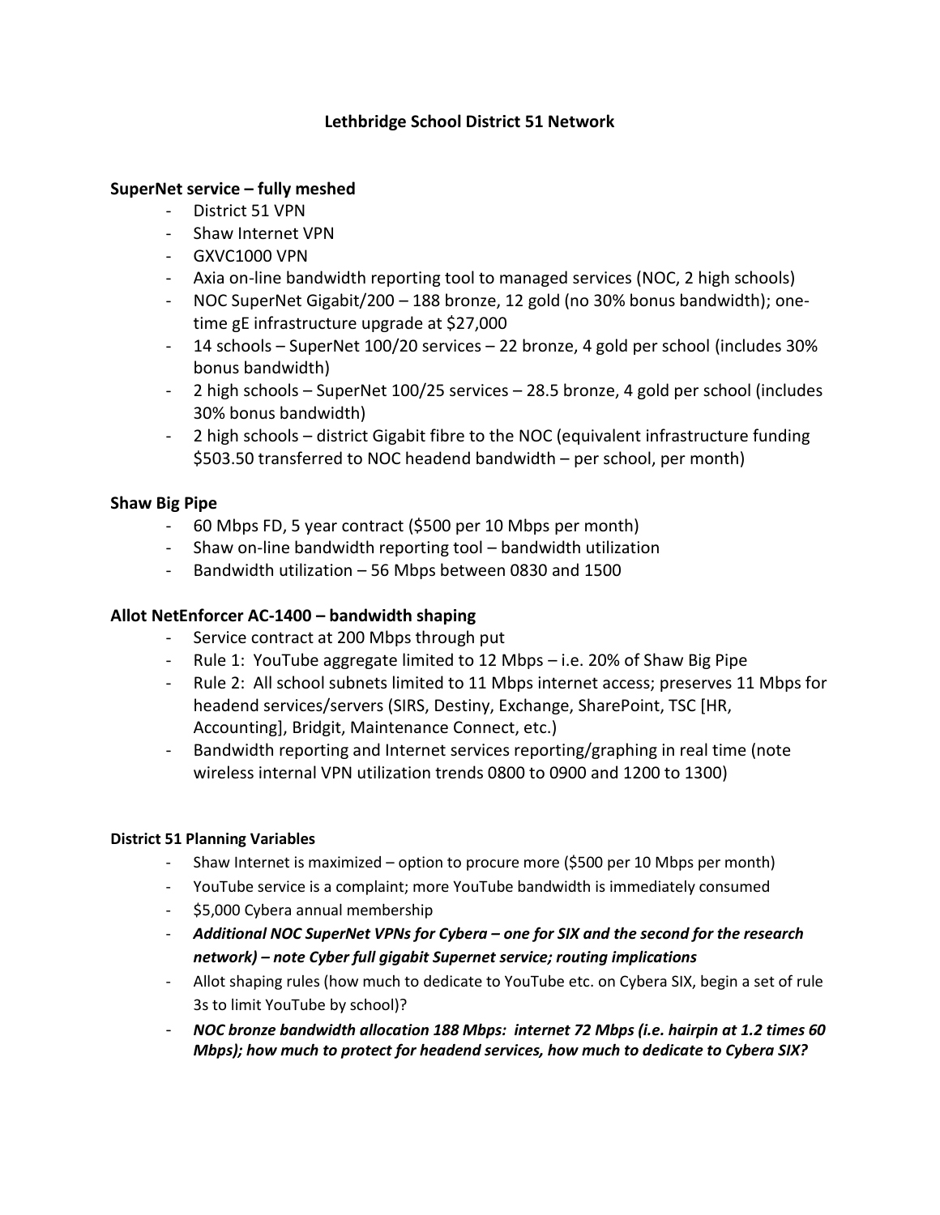# Lethbridge School District 51 Network

## SuperNet service – fully meshed

- District 51 VPN
- Shaw Internet VPN
- GXVC1000 VPN
- Axia on-line bandwidth reporting tool to managed services (NOC, 2 high schools)
- NOC SuperNet Gigabit/200 – 188 bronze, 12 gold (no 30% bonus bandwidth); one-time gE infrastructure upgrade at $27,000
- 14 schools – SuperNet 100/20 services – 22 bronze, 4 gold per school (includes 30% bonus bandwidth)
- 2 high schools – SuperNet 100/25 services – 28.5 bronze, 4 gold per school (includes 30% bonus bandwidth)
- 2 high schools – district Gigabit fibre to the NOC (equivalent infrastructure funding $503.50 transferred to NOC headend bandwidth – per school, per month)

## Shaw Big Pipe

- 60 Mbps FD, 5 year contract ($500 per 10 Mbps per month)
- Shaw on-line bandwidth reporting tool – bandwidth utilization
- Bandwidth utilization – 56 Mbps between 0830 and 1500

## Allot NetEnforcer AC-1400 – bandwidth shaping

- Service contract at 200 Mbps through put
- Rule 1: YouTube aggregate limited to 12 Mbps – i.e. 20% of Shaw Big Pipe
- Rule 2: All school subnets limited to 11 Mbps internet access; preserves 11 Mbps for headend services/servers (SIRS, Destiny, Exchange, SharePoint, TSC [HR, Accounting], Bridgit, Maintenance Connect, etc.)
- Bandwidth reporting and Internet services reporting/graphing in real time (note wireless internal VPN utilization trends 0800 to 0900 and 1200 to 1300)

### District 51 Planning Variables

- Shaw Internet is maximized – option to procure more ($500 per 10 Mbps per month)
- YouTube service is a complaint; more YouTube bandwidth is immediately consumed
- $5,000 Cybera annual membership
- ***Additional NOC SuperNet VPNs for Cybera – one for SIX and the second for the research network) – note Cyber full gigabit Supernet service; routing implications***
- Allot shaping rules (how much to dedicate to YouTube etc. on Cybera SIX, begin a set of rule 3s to limit YouTube by school)?
- ***NOC bronze bandwidth allocation 188 Mbps: internet 72 Mbps (i.e. hairpin at 1.2 times 60 Mbps); how much to protect for headend services, how much to dedicate to Cybera SIX?***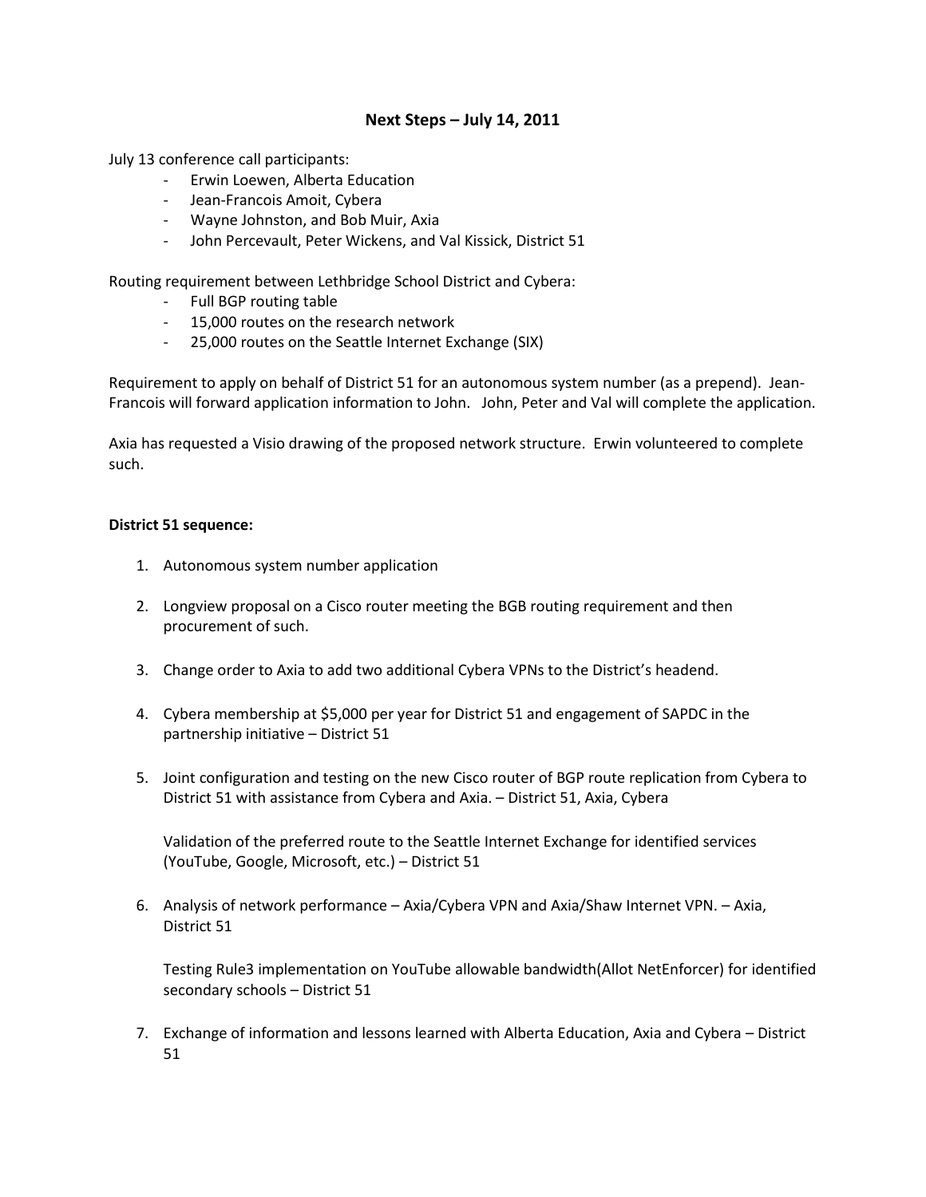# Next Steps – July 14, 2011

July 13 conference call participants:

- Erwin Loewen, Alberta Education
- Jean-Francois Amoit, Cybera
- Wayne Johnston, and Bob Muir, Axia
- John Percevault, Peter Wickens, and Val Kissick, District 51

Routing requirement between Lethbridge School District and Cybera:

- Full BGP routing table
- 15,000 routes on the research network
- 25,000 routes on the Seattle Internet Exchange (SIX)

Requirement to apply on behalf of District 51 for an autonomous system number (as a prepend). Jean-Francois will forward application information to John. John, Peter and Val will complete the application.

Axia has requested a Visio drawing of the proposed network structure. Erwin volunteered to complete such.

**District 51 sequence:**

1. Autonomous system number application

2. Longview proposal on a Cisco router meeting the BGB routing requirement and then procurement of such.

3. Change order to Axia to add two additional Cybera VPNs to the District's headend.

4. Cybera membership at $5,000 per year for District 51 and engagement of SAPDC in the partnership initiative – District 51

5. Joint configuration and testing on the new Cisco router of BGP route replication from Cybera to District 51 with assistance from Cybera and Axia. – District 51, Axia, Cybera

   Validation of the preferred route to the Seattle Internet Exchange for identified services (YouTube, Google, Microsoft, etc.) – District 51

6. Analysis of network performance – Axia/Cybera VPN and Axia/Shaw Internet VPN. – Axia, District 51

   Testing Rule3 implementation on YouTube allowable bandwidth(Allot NetEnforcer) for identified secondary schools – District 51

7. Exchange of information and lessons learned with Alberta Education, Axia and Cybera – District 51